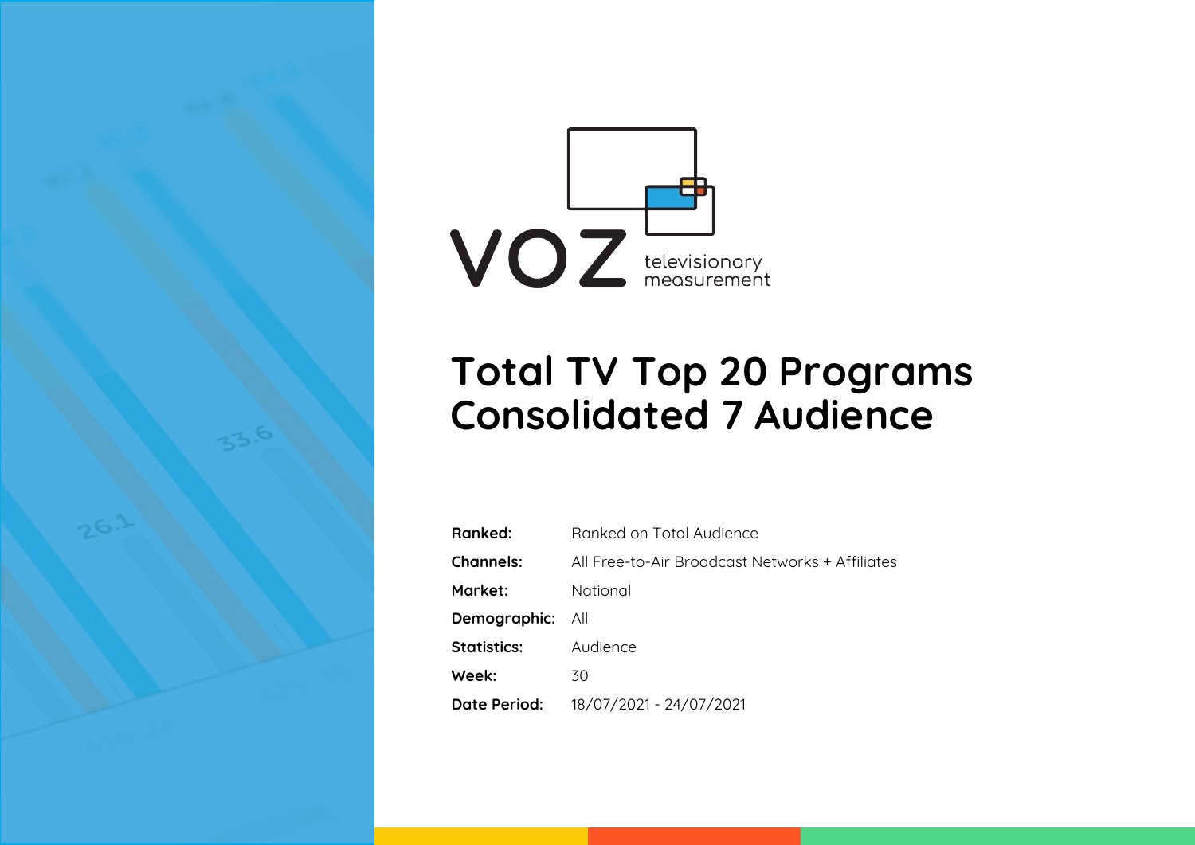VOZ televisionary measurement

# Total TV Top 20 Programs Consolidated 7 Audience

**Ranked:** Ranked on Total Audience

**Channels:** All Free-to-Air Broadcast Networks + Affiliates

**Market:** National

**Demographic:** All

**Statistics:** Audience

**Week:** 30

**Date Period:** 18/07/2021 - 24/07/2021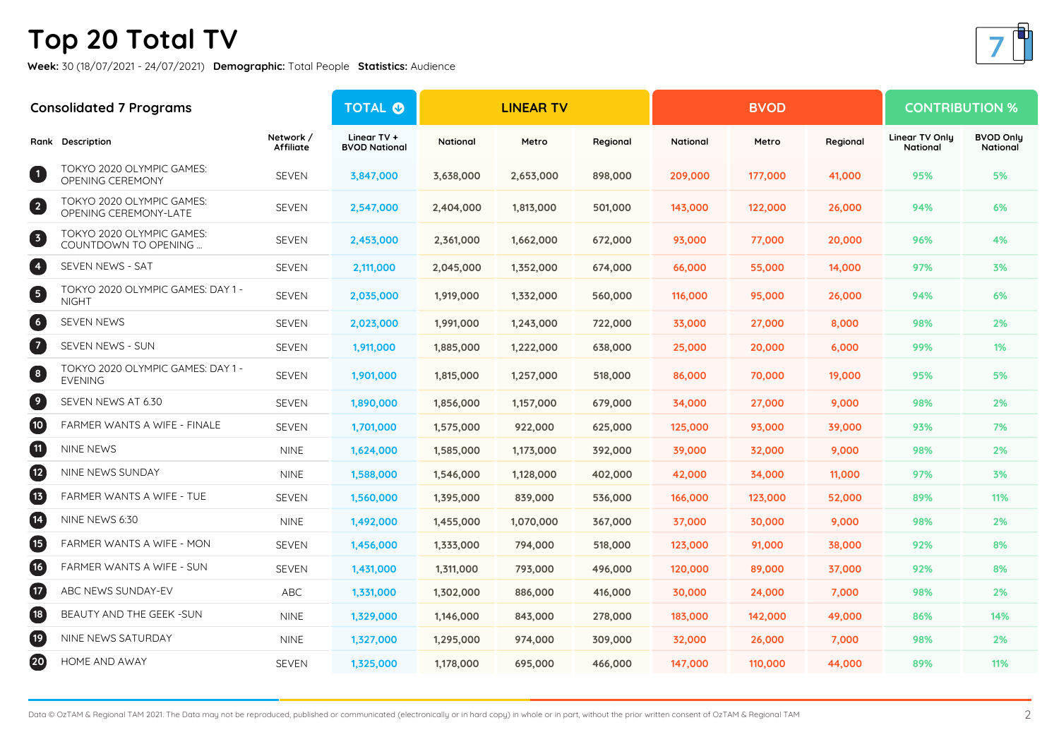# Top 20 Total TV

**Week:** 30 (18/07/2021 - 24/07/2021) **Demographic:** Total People **Statistics:** Audience

## Consolidated 7 Programs

| | | | TOTAL | LINEAR TV | | | BVOD | | | CONTRIBUTION % | |
|---|---|---|---|---|---|---|---|---|---|---|---|
| Rank | Description | Network / Affiliate | Linear TV + BVOD National | National | Metro | Regional | National | Metro | Regional | Linear TV Only National | BVOD Only National |
| 1 | TOKYO 2020 OLYMPIC GAMES: OPENING CEREMONY | SEVEN | 3,847,000 | 3,638,000 | 2,653,000 | 898,000 | 209,000 | 177,000 | 41,000 | 95% | 5% |
| 2 | TOKYO 2020 OLYMPIC GAMES: OPENING CEREMONY-LATE | SEVEN | 2,547,000 | 2,404,000 | 1,813,000 | 501,000 | 143,000 | 122,000 | 26,000 | 94% | 6% |
| 3 | TOKYO 2020 OLYMPIC GAMES: COUNTDOWN TO OPENING ... | SEVEN | 2,453,000 | 2,361,000 | 1,662,000 | 672,000 | 93,000 | 77,000 | 20,000 | 96% | 4% |
| 4 | SEVEN NEWS - SAT | SEVEN | 2,111,000 | 2,045,000 | 1,352,000 | 674,000 | 66,000 | 55,000 | 14,000 | 97% | 3% |
| 5 | TOKYO 2020 OLYMPIC GAMES: DAY 1 - NIGHT | SEVEN | 2,035,000 | 1,919,000 | 1,332,000 | 560,000 | 116,000 | 95,000 | 26,000 | 94% | 6% |
| 6 | SEVEN NEWS | SEVEN | 2,023,000 | 1,991,000 | 1,243,000 | 722,000 | 33,000 | 27,000 | 8,000 | 98% | 2% |
| 7 | SEVEN NEWS - SUN | SEVEN | 1,911,000 | 1,885,000 | 1,222,000 | 638,000 | 25,000 | 20,000 | 6,000 | 99% | 1% |
| 8 | TOKYO 2020 OLYMPIC GAMES: DAY 1 - EVENING | SEVEN | 1,901,000 | 1,815,000 | 1,257,000 | 518,000 | 86,000 | 70,000 | 19,000 | 95% | 5% |
| 9 | SEVEN NEWS AT 6.30 | SEVEN | 1,890,000 | 1,856,000 | 1,157,000 | 679,000 | 34,000 | 27,000 | 9,000 | 98% | 2% |
| 10 | FARMER WANTS A WIFE - FINALE | SEVEN | 1,701,000 | 1,575,000 | 922,000 | 625,000 | 125,000 | 93,000 | 39,000 | 93% | 7% |
| 11 | NINE NEWS | NINE | 1,624,000 | 1,585,000 | 1,173,000 | 392,000 | 39,000 | 32,000 | 9,000 | 98% | 2% |
| 12 | NINE NEWS SUNDAY | NINE | 1,588,000 | 1,546,000 | 1,128,000 | 402,000 | 42,000 | 34,000 | 11,000 | 97% | 3% |
| 13 | FARMER WANTS A WIFE - TUE | SEVEN | 1,560,000 | 1,395,000 | 839,000 | 536,000 | 166,000 | 123,000 | 52,000 | 89% | 11% |
| 14 | NINE NEWS 6:30 | NINE | 1,492,000 | 1,455,000 | 1,070,000 | 367,000 | 37,000 | 30,000 | 9,000 | 98% | 2% |
| 15 | FARMER WANTS A WIFE - MON | SEVEN | 1,456,000 | 1,333,000 | 794,000 | 518,000 | 123,000 | 91,000 | 38,000 | 92% | 8% |
| 16 | FARMER WANTS A WIFE - SUN | SEVEN | 1,431,000 | 1,311,000 | 793,000 | 496,000 | 120,000 | 89,000 | 37,000 | 92% | 8% |
| 17 | ABC NEWS SUNDAY-EV | ABC | 1,331,000 | 1,302,000 | 886,000 | 416,000 | 30,000 | 24,000 | 7,000 | 98% | 2% |
| 18 | BEAUTY AND THE GEEK -SUN | NINE | 1,329,000 | 1,146,000 | 843,000 | 278,000 | 183,000 | 142,000 | 49,000 | 86% | 14% |
| 19 | NINE NEWS SATURDAY | NINE | 1,327,000 | 1,295,000 | 974,000 | 309,000 | 32,000 | 26,000 | 7,000 | 98% | 2% |
| 20 | HOME AND AWAY | SEVEN | 1,325,000 | 1,178,000 | 695,000 | 466,000 | 147,000 | 110,000 | 44,000 | 89% | 11% |

Data © OzTAM & Regional TAM 2021. The Data may not be reproduced, published or communicated (electronically or in hard copy) in whole or in part, without the prior written consent of OzTAM & Regional TAM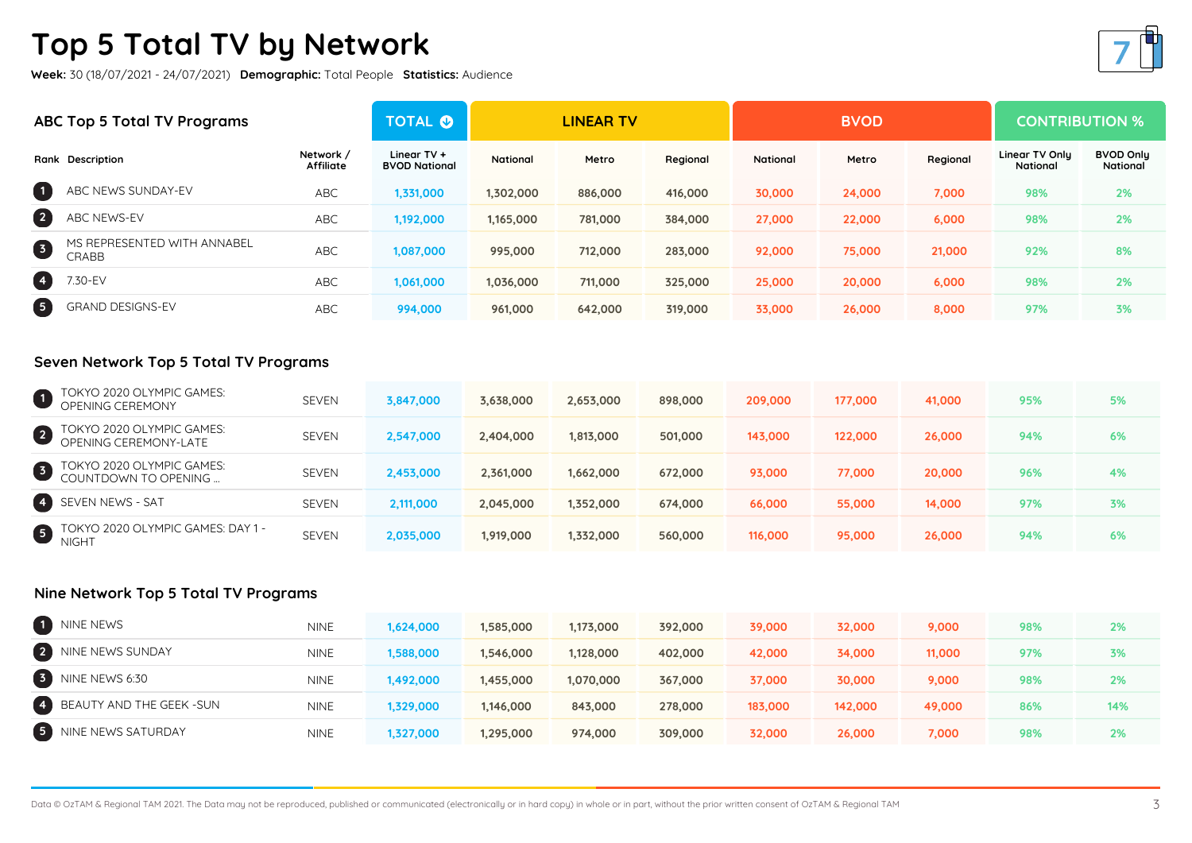# Top 5 Total TV by Network

**Week:** 30 (18/07/2021 - 24/07/2021) **Demographic:** Total People **Statistics:** Audience

## ABC Top 5 Total TV Programs

| Rank | Description | Network / Affiliate | TOTAL | LINEAR TV | | | BVOD | | | CONTRIBUTION % | |
|---|---|---|---|---|---|---|---|---|---|---|---|
| | | | Linear TV + BVOD National | National | Metro | Regional | National | Metro | Regional | Linear TV Only National | BVOD Only National |
| 1 | ABC NEWS SUNDAY-EV | ABC | 1,331,000 | 1,302,000 | 886,000 | 416,000 | 30,000 | 24,000 | 7,000 | 98% | 2% |
| 2 | ABC NEWS-EV | ABC | 1,192,000 | 1,165,000 | 781,000 | 384,000 | 27,000 | 22,000 | 6,000 | 98% | 2% |
| 3 | MS REPRESENTED WITH ANNABEL CRABB | ABC | 1,087,000 | 995,000 | 712,000 | 283,000 | 92,000 | 75,000 | 21,000 | 92% | 8% |
| 4 | 7.30-EV | ABC | 1,061,000 | 1,036,000 | 711,000 | 325,000 | 25,000 | 20,000 | 6,000 | 98% | 2% |
| 5 | GRAND DESIGNS-EV | ABC | 994,000 | 961,000 | 642,000 | 319,000 | 33,000 | 26,000 | 8,000 | 97% | 3% |

## Seven Network Top 5 Total TV Programs

| Rank | Description | Network / Affiliate | TOTAL | LINEAR TV | | | BVOD | | | CONTRIBUTION % | |
|---|---|---|---|---|---|---|---|---|---|---|---|
| | | | Linear TV + BVOD National | National | Metro | Regional | National | Metro | Regional | Linear TV Only National | BVOD Only National |
| 1 | TOKYO 2020 OLYMPIC GAMES: OPENING CEREMONY | SEVEN | 3,847,000 | 3,638,000 | 2,653,000 | 898,000 | 209,000 | 177,000 | 41,000 | 95% | 5% |
| 2 | TOKYO 2020 OLYMPIC GAMES: OPENING CEREMONY-LATE | SEVEN | 2,547,000 | 2,404,000 | 1,813,000 | 501,000 | 143,000 | 122,000 | 26,000 | 94% | 6% |
| 3 | TOKYO 2020 OLYMPIC GAMES: COUNTDOWN TO OPENING ... | SEVEN | 2,453,000 | 2,361,000 | 1,662,000 | 672,000 | 93,000 | 77,000 | 20,000 | 96% | 4% |
| 4 | SEVEN NEWS - SAT | SEVEN | 2,111,000 | 2,045,000 | 1,352,000 | 674,000 | 66,000 | 55,000 | 14,000 | 97% | 3% |
| 5 | TOKYO 2020 OLYMPIC GAMES: DAY 1 - NIGHT | SEVEN | 2,035,000 | 1,919,000 | 1,332,000 | 560,000 | 116,000 | 95,000 | 26,000 | 94% | 6% |

## Nine Network Top 5 Total TV Programs

| Rank | Description | Network / Affiliate | TOTAL | LINEAR TV | | | BVOD | | | CONTRIBUTION % | |
|---|---|---|---|---|---|---|---|---|---|---|---|
| | | | Linear TV + BVOD National | National | Metro | Regional | National | Metro | Regional | Linear TV Only National | BVOD Only National |
| 1 | NINE NEWS | NINE | 1,624,000 | 1,585,000 | 1,173,000 | 392,000 | 39,000 | 32,000 | 9,000 | 98% | 2% |
| 2 | NINE NEWS SUNDAY | NINE | 1,588,000 | 1,546,000 | 1,128,000 | 402,000 | 42,000 | 34,000 | 11,000 | 97% | 3% |
| 3 | NINE NEWS 6:30 | NINE | 1,492,000 | 1,455,000 | 1,070,000 | 367,000 | 37,000 | 30,000 | 9,000 | 98% | 2% |
| 4 | BEAUTY AND THE GEEK -SUN | NINE | 1,329,000 | 1,146,000 | 843,000 | 278,000 | 183,000 | 142,000 | 49,000 | 86% | 14% |
| 5 | NINE NEWS SATURDAY | NINE | 1,327,000 | 1,295,000 | 974,000 | 309,000 | 32,000 | 26,000 | 7,000 | 98% | 2% |

Data © OzTAM & Regional TAM 2021. The Data may not be reproduced, published or communicated (electronically or in hard copy) in whole or in part, without the prior written consent of OzTAM & Regional TAM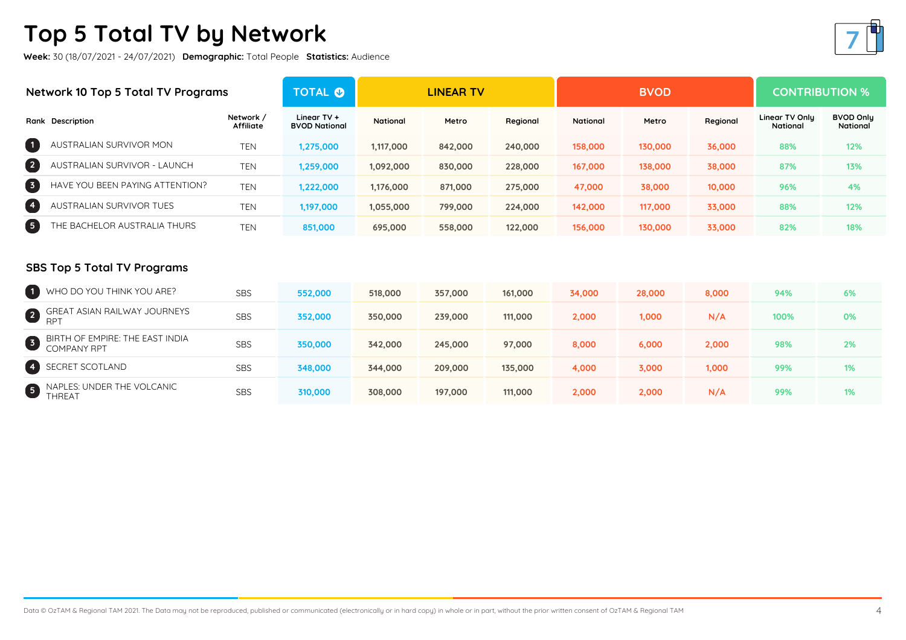# Top 5 Total TV by Network

**Week:** 30 (18/07/2021 - 24/07/2021) **Demographic:** Total People **Statistics:** Audience

## Network 10 Top 5 Total TV Programs

| Rank | Description | Network / Affiliate | TOTAL | LINEAR TV | | | BVOD | | | CONTRIBUTION % | |
|---|---|---|---|---|---|---|---|---|---|---|---|
| | | | Linear TV + BVOD National | National | Metro | Regional | National | Metro | Regional | Linear TV Only National | BVOD Only National |
| 1 | AUSTRALIAN SURVIVOR MON | TEN | 1,275,000 | 1,117,000 | 842,000 | 240,000 | 158,000 | 130,000 | 36,000 | 88% | 12% |
| 2 | AUSTRALIAN SURVIVOR - LAUNCH | TEN | 1,259,000 | 1,092,000 | 830,000 | 228,000 | 167,000 | 138,000 | 38,000 | 87% | 13% |
| 3 | HAVE YOU BEEN PAYING ATTENTION? | TEN | 1,222,000 | 1,176,000 | 871,000 | 275,000 | 47,000 | 38,000 | 10,000 | 96% | 4% |
| 4 | AUSTRALIAN SURVIVOR TUES | TEN | 1,197,000 | 1,055,000 | 799,000 | 224,000 | 142,000 | 117,000 | 33,000 | 88% | 12% |
| 5 | THE BACHELOR AUSTRALIA THURS | TEN | 851,000 | 695,000 | 558,000 | 122,000 | 156,000 | 130,000 | 33,000 | 82% | 18% |

## SBS Top 5 Total TV Programs

| Rank | Description | Network / Affiliate | TOTAL | LINEAR TV | | | BVOD | | | CONTRIBUTION % | |
|---|---|---|---|---|---|---|---|---|---|---|---|
| | | | Linear TV + BVOD National | National | Metro | Regional | National | Metro | Regional | Linear TV Only National | BVOD Only National |
| 1 | WHO DO YOU THINK YOU ARE? | SBS | 552,000 | 518,000 | 357,000 | 161,000 | 34,000 | 28,000 | 8,000 | 94% | 6% |
| 2 | GREAT ASIAN RAILWAY JOURNEYS RPT | SBS | 352,000 | 350,000 | 239,000 | 111,000 | 2,000 | 1,000 | N/A | 100% | 0% |
| 3 | BIRTH OF EMPIRE: THE EAST INDIA COMPANY RPT | SBS | 350,000 | 342,000 | 245,000 | 97,000 | 8,000 | 6,000 | 2,000 | 98% | 2% |
| 4 | SECRET SCOTLAND | SBS | 348,000 | 344,000 | 209,000 | 135,000 | 4,000 | 3,000 | 1,000 | 99% | 1% |
| 5 | NAPLES: UNDER THE VOLCANIC THREAT | SBS | 310,000 | 308,000 | 197,000 | 111,000 | 2,000 | 2,000 | N/A | 99% | 1% |

Data © OzTAM & Regional TAM 2021. The Data may not be reproduced, published or communicated (electronically or in hard copy) in whole or in part, without the prior written consent of OzTAM & Regional TAM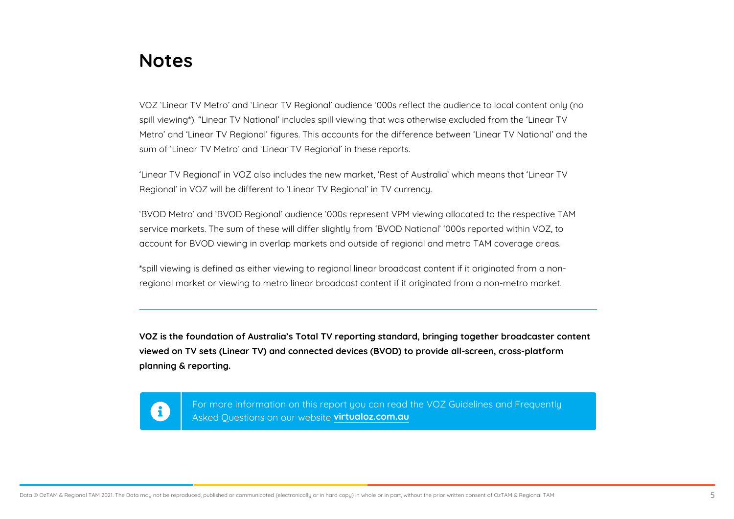# Notes

VOZ 'Linear TV Metro' and 'Linear TV Regional' audience '000s reflect the audience to local content only (no spill viewing*). "Linear TV National' includes spill viewing that was otherwise excluded from the 'Linear TV Metro' and 'Linear TV Regional' figures. This accounts for the difference between 'Linear TV National' and the sum of 'Linear TV Metro' and 'Linear TV Regional' in these reports.

'Linear TV Regional' in VOZ also includes the new market, 'Rest of Australia' which means that 'Linear TV Regional' in VOZ will be different to 'Linear TV Regional' in TV currency.

'BVOD Metro' and 'BVOD Regional' audience '000s represent VPM viewing allocated to the respective TAM service markets. The sum of these will differ slightly from 'BVOD National' '000s reported within VOZ, to account for BVOD viewing in overlap markets and outside of regional and metro TAM coverage areas.

*spill viewing is defined as either viewing to regional linear broadcast content if it originated from a non-regional market or viewing to metro linear broadcast content if it originated from a non-metro market.

---

**VOZ is the foundation of Australia's Total TV reporting standard, bringing together broadcaster content viewed on TV sets (Linear TV) and connected devices (BVOD) to provide all-screen, cross-platform planning & reporting.**

For more information on this report you can read the VOZ Guidelines and Frequently Asked Questions on our website **virtualoz.com.au**

Data © OzTAM & Regional TAM 2021. The Data may not be reproduced, published or communicated (electronically or in hard copy) in whole or in part, without the prior written consent of OzTAM & Regional TAM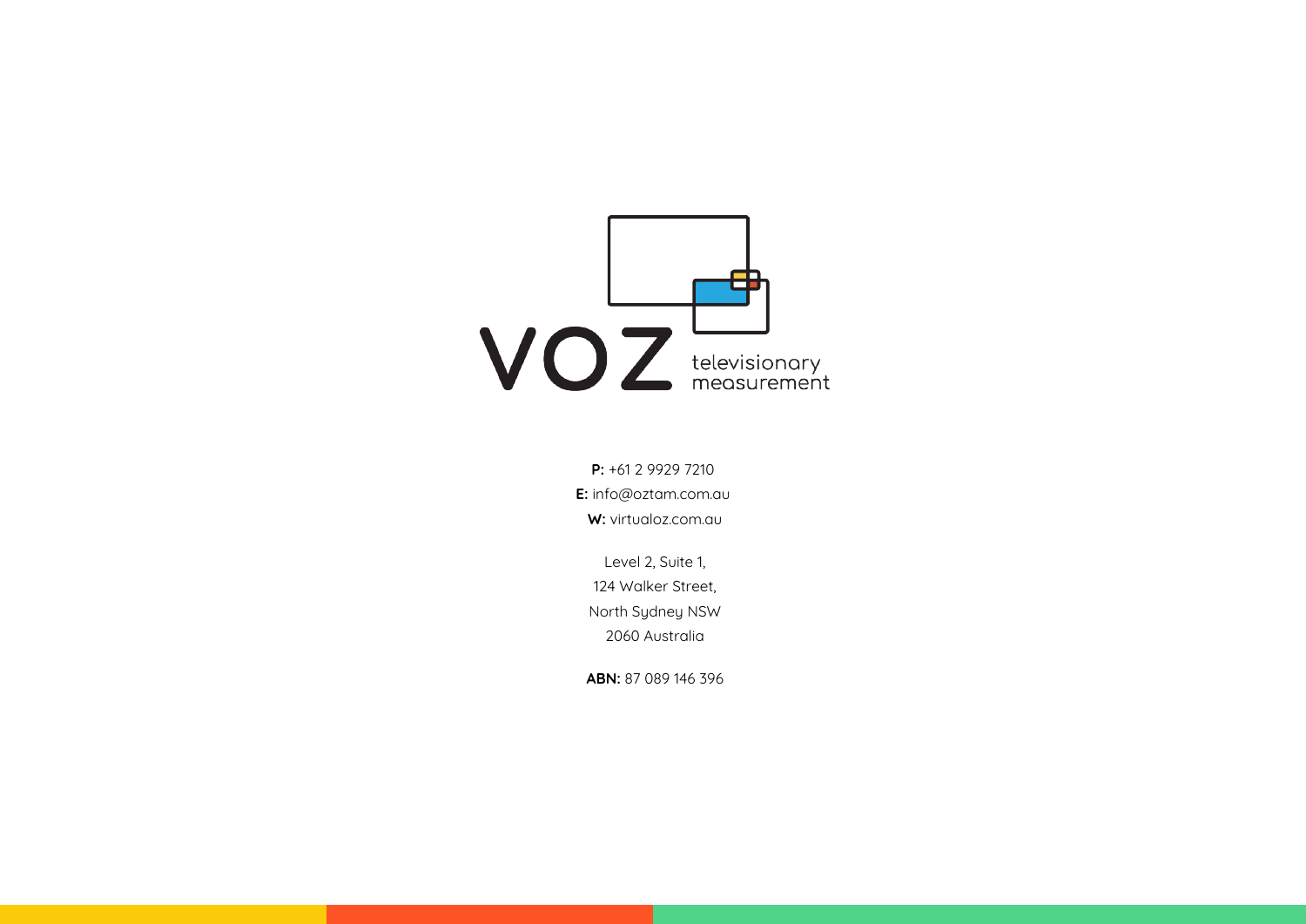VOZ televisionary measurement

**P:** +61 2 9929 7210
**E:** info@oztam.com.au
**W:** virtualoz.com.au

Level 2, Suite 1,
124 Walker Street,
North Sydney NSW
2060 Australia

**ABN:** 87 089 146 396